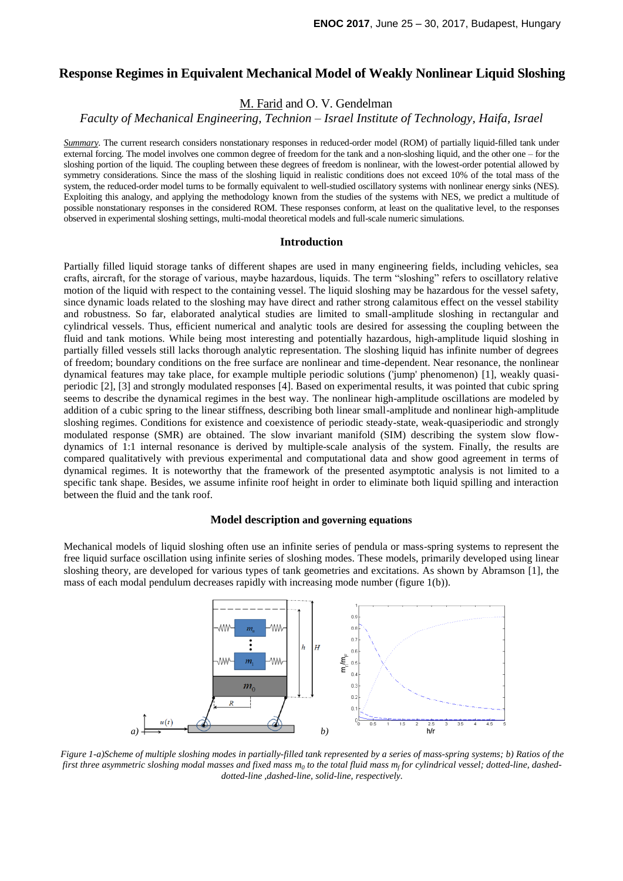# Response Regimes in Equivalent Mechanical Model of Weakly Nonlinear Liquid Sloshing

M. Farid and O. V. Gendelman

*Faculty of Mechanical Engineering, Technion – Israel Institute of Technology, Haifa, Israel*

*Summary*. The current research considers nonstationary responses in reduced-order model (ROM) of partially liquid-filled tank under external forcing. The model involves one common degree of freedom for the tank and a non-sloshing liquid, and the other one – for the sloshing portion of the liquid. The coupling between these degrees of freedom is nonlinear, with the lowest-order potential allowed by symmetry considerations. Since the mass of the sloshing liquid in realistic conditions does not exceed 10% of the total mass of the system, the reduced-order model turns to be formally equivalent to well-studied oscillatory systems with nonlinear energy sinks (NES). Exploiting this analogy, and applying the methodology known from the studies of the systems with NES, we predict a multitude of possible nonstationary responses in the considered ROM. These responses conform, at least on the qualitative level, to the responses observed in experimental sloshing settings, multi-modal theoretical models and full-scale numeric simulations.

## Introduction

Partially filled liquid storage tanks of different shapes are used in many engineering fields, including vehicles, sea crafts, aircraft, for the storage of various, maybe hazardous, liquids. The term "sloshing" refers to oscillatory relative motion of the liquid with respect to the containing vessel. The liquid sloshing may be hazardous for the vessel safety, since dynamic loads related to the sloshing may have direct and rather strong calamitous effect on the vessel stability and robustness. So far, elaborated analytical studies are limited to small-amplitude sloshing in rectangular and cylindrical vessels. Thus, efficient numerical and analytic tools are desired for assessing the coupling between the fluid and tank motions. While being most interesting and potentially hazardous, high-amplitude liquid sloshing in partially filled vessels still lacks thorough analytic representation. The sloshing liquid has infinite number of degrees of freedom; boundary conditions on the free surface are nonlinear and time-dependent. Near resonance, the nonlinear dynamical features may take place, for example multiple periodic solutions ('jump' phenomenon) [1], weakly quasi-periodic [2], [3] and strongly modulated responses [4]. Based on experimental results, it was pointed that cubic spring seems to describe the dynamical regimes in the best way. The nonlinear high-amplitude oscillations are modeled by addition of a cubic spring to the linear stiffness, describing both linear small-amplitude and nonlinear high-amplitude sloshing regimes. Conditions for existence and coexistence of periodic steady-state, weak-quasiperiodic and strongly modulated response (SMR) are obtained. The slow invariant manifold (SIM) describing the system slow flow-dynamics of 1:1 internal resonance is derived by multiple-scale analysis of the system. Finally, the results are compared qualitatively with previous experimental and computational data and show good agreement in terms of dynamical regimes. It is noteworthy that the framework of the presented asymptotic analysis is not limited to a specific tank shape. Besides, we assume infinite roof height in order to eliminate both liquid spilling and interaction between the fluid and the tank roof.

## Model description and governing equations

Mechanical models of liquid sloshing often use an infinite series of pendula or mass-spring systems to represent the free liquid surface oscillation using infinite series of sloshing modes. These models, primarily developed using linear sloshing theory, are developed for various types of tank geometries and excitations. As shown by Abramson [1], the mass of each modal pendulum decreases rapidly with increasing mode number (figure 1(b)).

*Figure 1-a)Scheme of multiple sloshing modes in partially-filled tank represented by a series of mass-spring systems; b) Ratios of the first three asymmetric sloshing modal masses and fixed mass $m_0$ to the total fluid mass $m_f$ for cylindrical vessel; dotted-line, dashed-dotted-line ,dashed-line, solid-line, respectively.*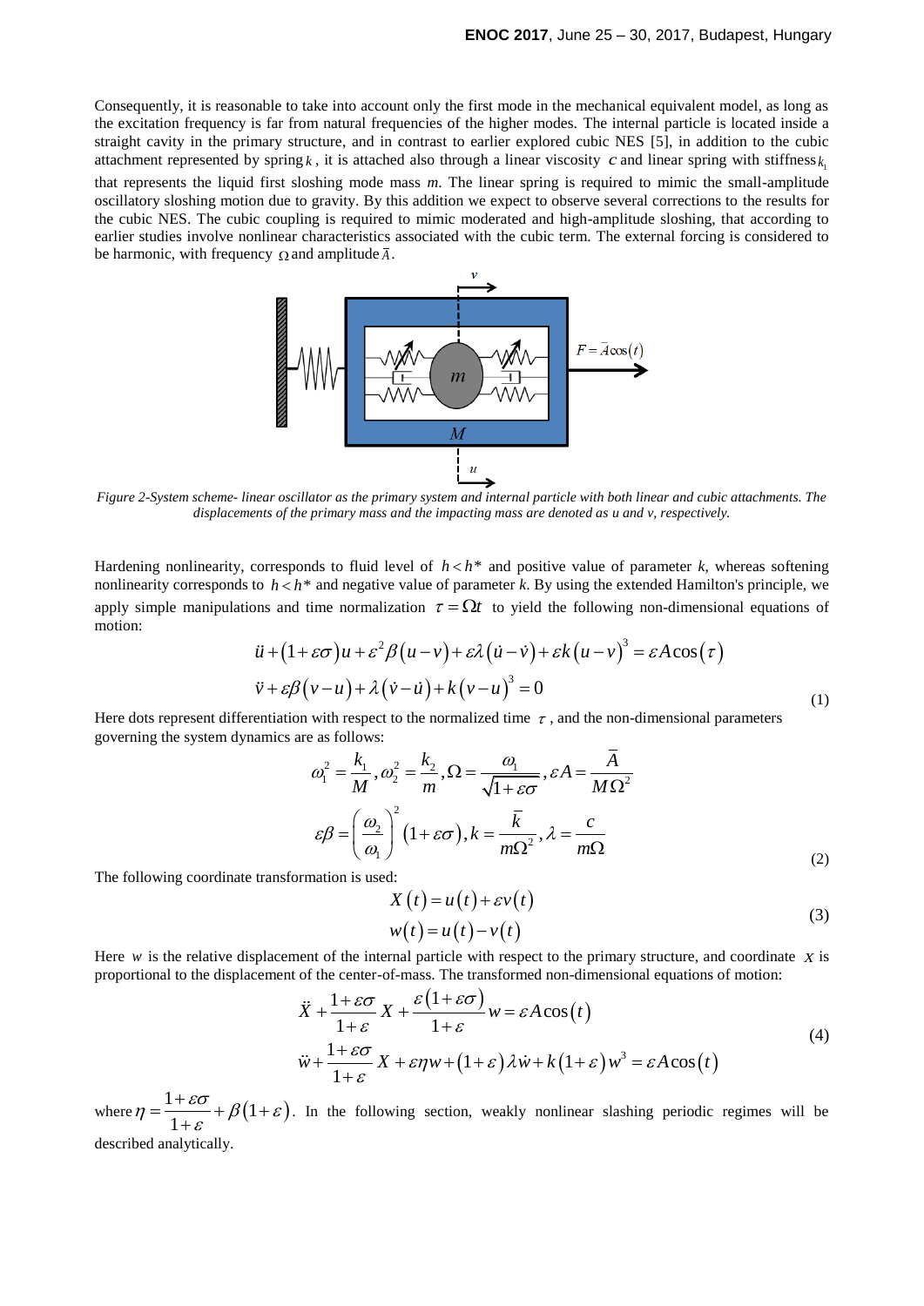Consequently, it is reasonable to take into account only the first mode in the mechanical equivalent model, as long as the excitation frequency is far from natural frequencies of the higher modes. The internal particle is located inside a straight cavity in the primary structure, and in contrast to earlier explored cubic NES [5], in addition to the cubic attachment represented by spring $k$, it is attached also through a linear viscosity $c$ and linear spring with stiffness $k_1$ that represents the liquid first sloshing mode mass $m$. The linear spring is required to mimic the small-amplitude oscillatory sloshing motion due to gravity. By this addition we expect to observe several corrections to the results for the cubic NES. The cubic coupling is required to mimic moderated and high-amplitude sloshing, that according to earlier studies involve nonlinear characteristics associated with the cubic term. The external forcing is considered to be harmonic, with frequency $\Omega$ and amplitude $\bar{A}$.

*Figure 2-System scheme- linear oscillator as the primary system and internal particle with both linear and cubic attachments. The displacements of the primary mass and the impacting mass are denoted as u and v, respectively.*

Hardening nonlinearity, corresponds to fluid level of $h < h^*$ and positive value of parameter $k$, whereas softening nonlinearity corresponds to $h < h^*$ and negative value of parameter $k$. By using the extended Hamilton's principle, we apply simple manipulations and time normalization $\tau = \Omega t$ to yield the following non-dimensional equations of motion:

$$
\begin{aligned}
&\ddot{u} + (1+\varepsilon\sigma)u + \varepsilon^2\beta(u-v) + \varepsilon\lambda(\dot{u}-\dot{v}) + \varepsilon k(u-v)^3 = \varepsilon A\cos(\tau) \\
&\ddot{v} + \varepsilon\beta(v-u) + \lambda(\dot{v}-\dot{u}) + k(v-u)^3 = 0
\end{aligned} \tag{1}
$$

Here dots represent differentiation with respect to the normalized time $\tau$, and the non-dimensional parameters governing the system dynamics are as follows:

$$
\begin{aligned}
&\omega_1^2 = \frac{k_1}{M}, \omega_2^2 = \frac{k_2}{m}, \Omega = \frac{\omega_1}{\sqrt{1+\varepsilon\sigma}}, \varepsilon A = \frac{\bar{A}}{M\Omega^2} \\
&\varepsilon\beta = \left(\frac{\omega_2}{\omega_1}\right)^2 (1+\varepsilon\sigma), k = \frac{\bar{k}}{m\Omega^2}, \lambda = \frac{c}{m\Omega}
\end{aligned} \tag{2}
$$

The following coordinate transformation is used:

$$
\begin{aligned}
&X(t) = u(t) + \varepsilon v(t) \\
&w(t) = u(t) - v(t)
\end{aligned} \tag{3}
$$

Here $w$ is the relative displacement of the internal particle with respect to the primary structure, and coordinate $X$ is proportional to the displacement of the center-of-mass. The transformed non-dimensional equations of motion:

$$
\begin{aligned}
&\ddot{X} + \frac{1+\varepsilon\sigma}{1+\varepsilon}X + \frac{\varepsilon(1+\varepsilon\sigma)}{1+\varepsilon}w = \varepsilon A\cos(t) \\
&\ddot{w} + \frac{1+\varepsilon\sigma}{1+\varepsilon}X + \varepsilon\eta w + (1+\varepsilon)\lambda\dot{w} + k(1+\varepsilon)w^3 = \varepsilon A\cos(t)
\end{aligned} \tag{4}
$$

where $\eta = \frac{1+\varepsilon\sigma}{1+\varepsilon} + \beta(1+\varepsilon)$. In the following section, weakly nonlinear slashing periodic regimes will be described analytically.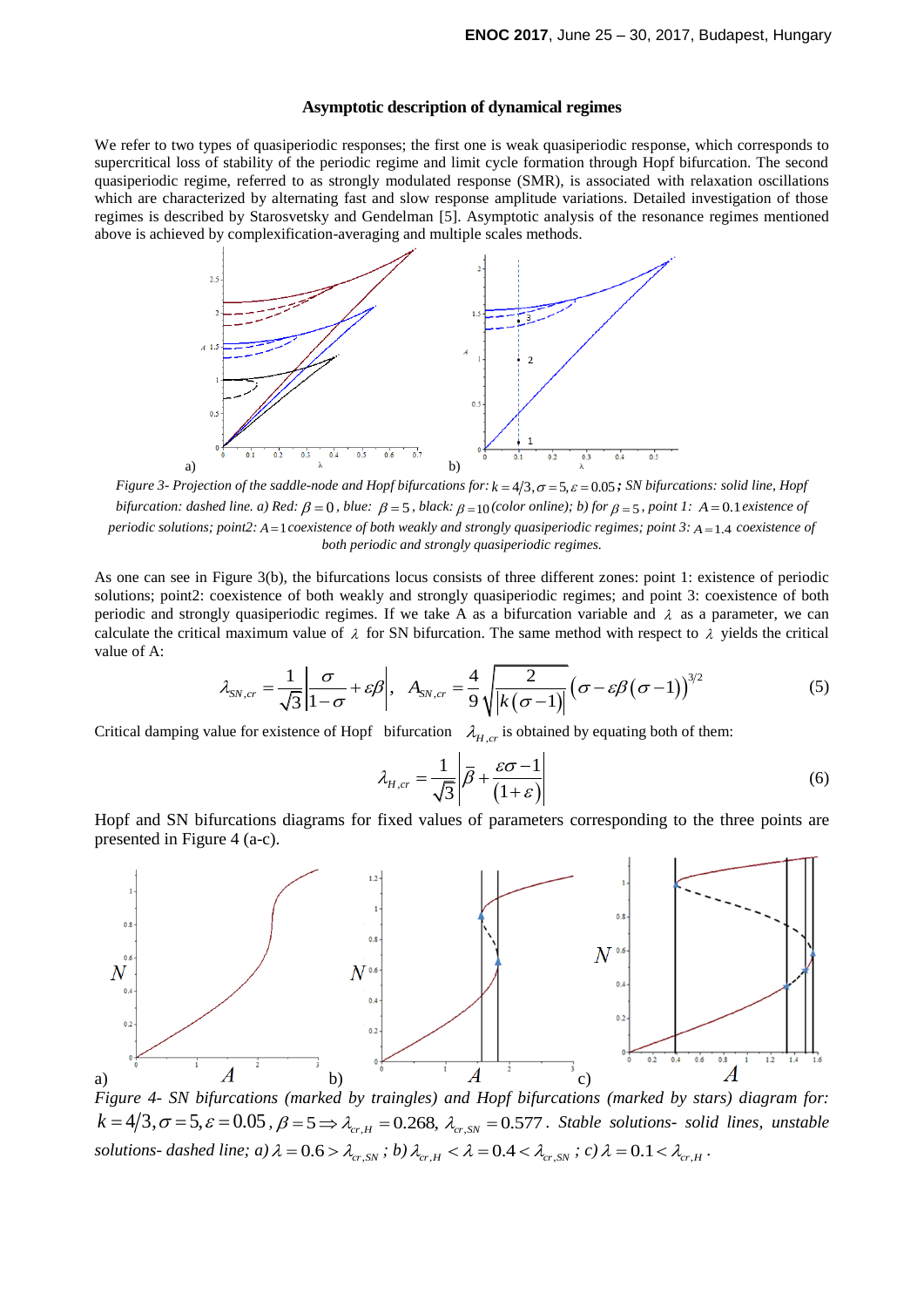### Asymptotic description of dynamical regimes

We refer to two types of quasiperiodic responses; the first one is weak quasiperiodic response, which corresponds to supercritical loss of stability of the periodic regime and limit cycle formation through Hopf bifurcation. The second quasiperiodic regime, referred to as strongly modulated response (SMR), is associated with relaxation oscillations which are characterized by alternating fast and slow response amplitude variations. Detailed investigation of those regimes is described by Starosvetsky and Gendelman [5]. Asymptotic analysis of the resonance regimes mentioned above is achieved by complexification-averaging and multiple scales methods.

*Figure 3- Projection of the saddle-node and Hopf bifurcations for: $k = 4/3, \sigma = 5, \varepsilon = 0.05$; SN bifurcations: solid line, Hopf bifurcation: dashed line. a) Red: $\beta = 0$, blue: $\beta = 5$, black: $\beta = 10$ (color online); b) for $\beta = 5$, point 1: $A = 0.1$ existence of periodic solutions; point2: $A = 1$ coexistence of both weakly and strongly quasiperiodic regimes; point 3: $A = 1.4$ coexistence of both periodic and strongly quasiperiodic regimes.*

As one can see in Figure 3(b), the bifurcations locus consists of three different zones: point 1: existence of periodic solutions; point2: coexistence of both weakly and strongly quasiperiodic regimes; and point 3: coexistence of both periodic and strongly quasiperiodic regimes. If we take A as a bifurcation variable and $\lambda$ as a parameter, we can calculate the critical maximum value of $\lambda$ for SN bifurcation. The same method with respect to $\lambda$ yields the critical value of A:

$$\lambda_{SN,cr} = \frac{1}{\sqrt{3}}\left|\frac{\sigma}{1-\sigma} + \varepsilon\beta\right|, \quad A_{SN,cr} = \frac{4}{9}\sqrt{\frac{2}{|k(\sigma-1)|}}\left(\sigma - \varepsilon\beta(\sigma-1)\right)^{3/2} \tag{5}$$

Critical damping value for existence of Hopf bifurcation $\lambda_{H,cr}$ is obtained by equating both of them:

$$\lambda_{H,cr} = \frac{1}{\sqrt{3}}\left|\bar{\beta} + \frac{\varepsilon\sigma - 1}{(1+\varepsilon)}\right| \tag{6}$$

Hopf and SN bifurcations diagrams for fixed values of parameters corresponding to the three points are presented in Figure 4 (a-c).

*Figure 4- SN bifurcations (marked by traingles) and Hopf bifurcations (marked by stars) diagram for: $k = 4/3, \sigma = 5, \varepsilon = 0.05$, $\beta = 5 \Rightarrow \lambda_{cr,H} = 0.268$, $\lambda_{cr,SN} = 0.577$. Stable solutions- solid lines, unstable solutions- dashed line; a) $\lambda = 0.6 > \lambda_{cr,SN}$; b) $\lambda_{cr,H} < \lambda = 0.4 < \lambda_{cr,SN}$; c) $\lambda = 0.1 < \lambda_{cr,H}$.*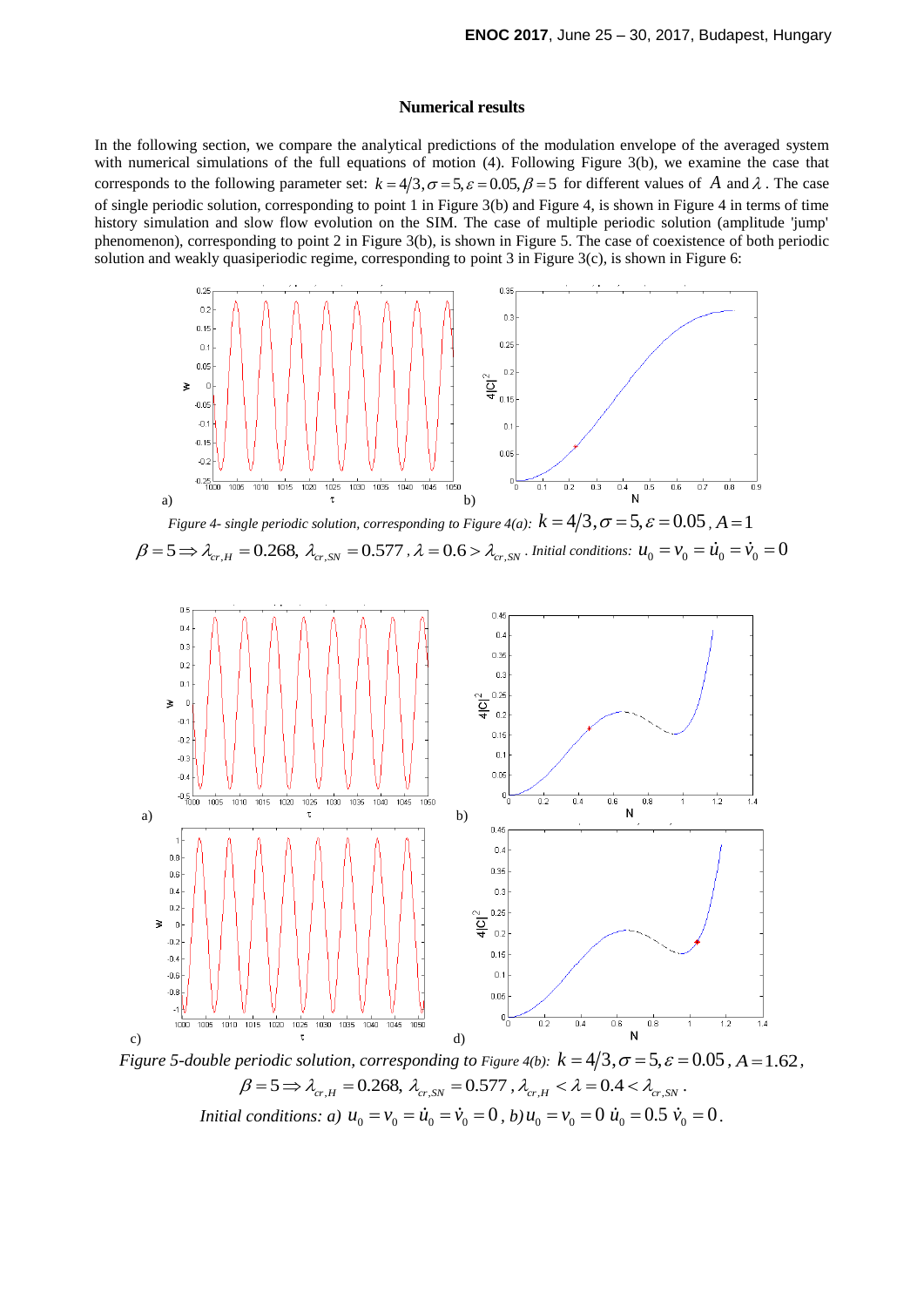### Numerical results

In the following section, we compare the analytical predictions of the modulation envelope of the averaged system with numerical simulations of the full equations of motion (4). Following Figure 3(b), we examine the case that corresponds to the following parameter set: $k = 4/3, \sigma = 5, \varepsilon = 0.05, \beta = 5$ for different values of $A$ and $\lambda$. The case of single periodic solution, corresponding to point 1 in Figure 3(b) and Figure 4, is shown in Figure 4 in terms of time history simulation and slow flow evolution on the SIM. The case of multiple periodic solution (amplitude 'jump' phenomenon), corresponding to point 2 in Figure 3(b), is shown in Figure 5. The case of coexistence of both periodic solution and weakly quasiperiodic regime, corresponding to point 3 in Figure 3(c), is shown in Figure 6:

*Figure 4- single periodic solution, corresponding to Figure 4(a):* $k = 4/3, \sigma = 5, \varepsilon = 0.05, A = 1$

$\beta = 5 \Rightarrow \lambda_{cr,H} = 0.268,\ \lambda_{cr,SN} = 0.577$, $\lambda = 0.6 > \lambda_{cr,SN}$. *Initial conditions:* $u_0 = v_0 = \dot{u}_0 = \dot{v}_0 = 0$

*Figure 5-double periodic solution, corresponding to Figure 4(b):* $k = 4/3, \sigma = 5, \varepsilon = 0.05, A = 1.62$,

$\beta = 5 \Rightarrow \lambda_{cr,H} = 0.268,\ \lambda_{cr,SN} = 0.577$, $\lambda_{cr,H} < \lambda = 0.4 < \lambda_{cr,SN}$.

*Initial conditions: a)* $u_0 = v_0 = \dot{u}_0 = \dot{v}_0 = 0$, *b)* $u_0 = v_0 = 0\ \dot{u}_0 = 0.5\ \dot{v}_0 = 0$.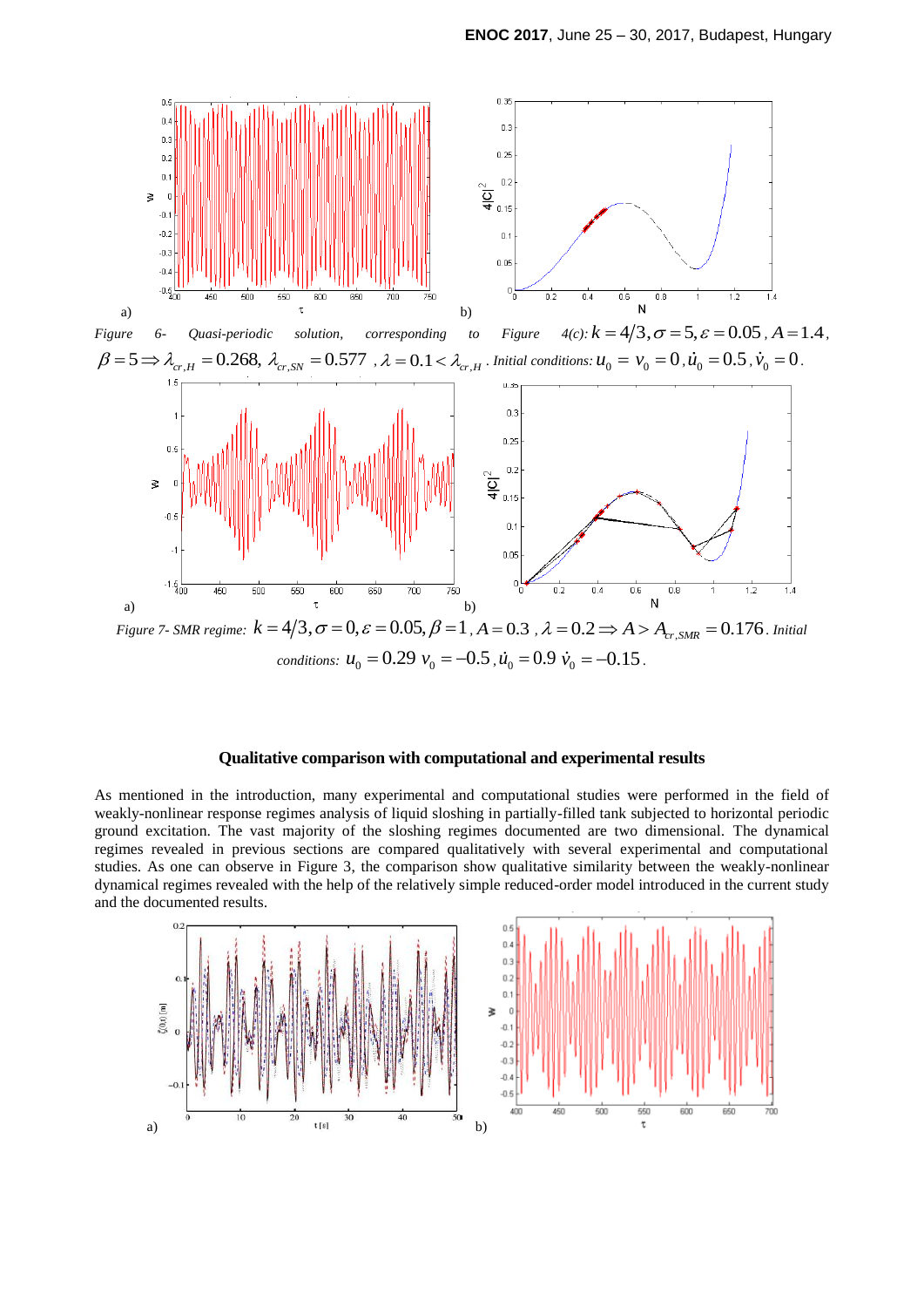*Figure 6- Quasi-periodic solution, corresponding to Figure 4(c):* $k = 4/3, \sigma = 5, \varepsilon = 0.05, A = 1.4,$ $\beta = 5 \Rightarrow \lambda_{cr,H} = 0.268,\ \lambda_{cr,SN} = 0.577$ , $\lambda = 0.1 < \lambda_{cr,H}$ . *Initial conditions:* $u_0 = v_0 = 0, \dot{u}_0 = 0.5, \dot{v}_0 = 0$.

*Figure 7- SMR regime:* $k = 4/3, \sigma = 0, \varepsilon = 0.05, \beta = 1, A = 0.3$ , $\lambda = 0.2 \Rightarrow A > A_{cr,SMR} = 0.176$. *Initial conditions:* $u_0 = 0.29\ v_0 = -0.5, \dot{u}_0 = 0.9\ \dot{v}_0 = -0.15$.

**Qualitative comparison with computational and experimental results**

As mentioned in the introduction, many experimental and computational studies were performed in the field of weakly-nonlinear response regimes analysis of liquid sloshing in partially-filled tank subjected to horizontal periodic ground excitation. The vast majority of the sloshing regimes documented are two dimensional. The dynamical regimes revealed in previous sections are compared qualitatively with several experimental and computational studies. As one can observe in Figure 3, the comparison show qualitative similarity between the weakly-nonlinear dynamical regimes revealed with the help of the relatively simple reduced-order model introduced in the current study and the documented results.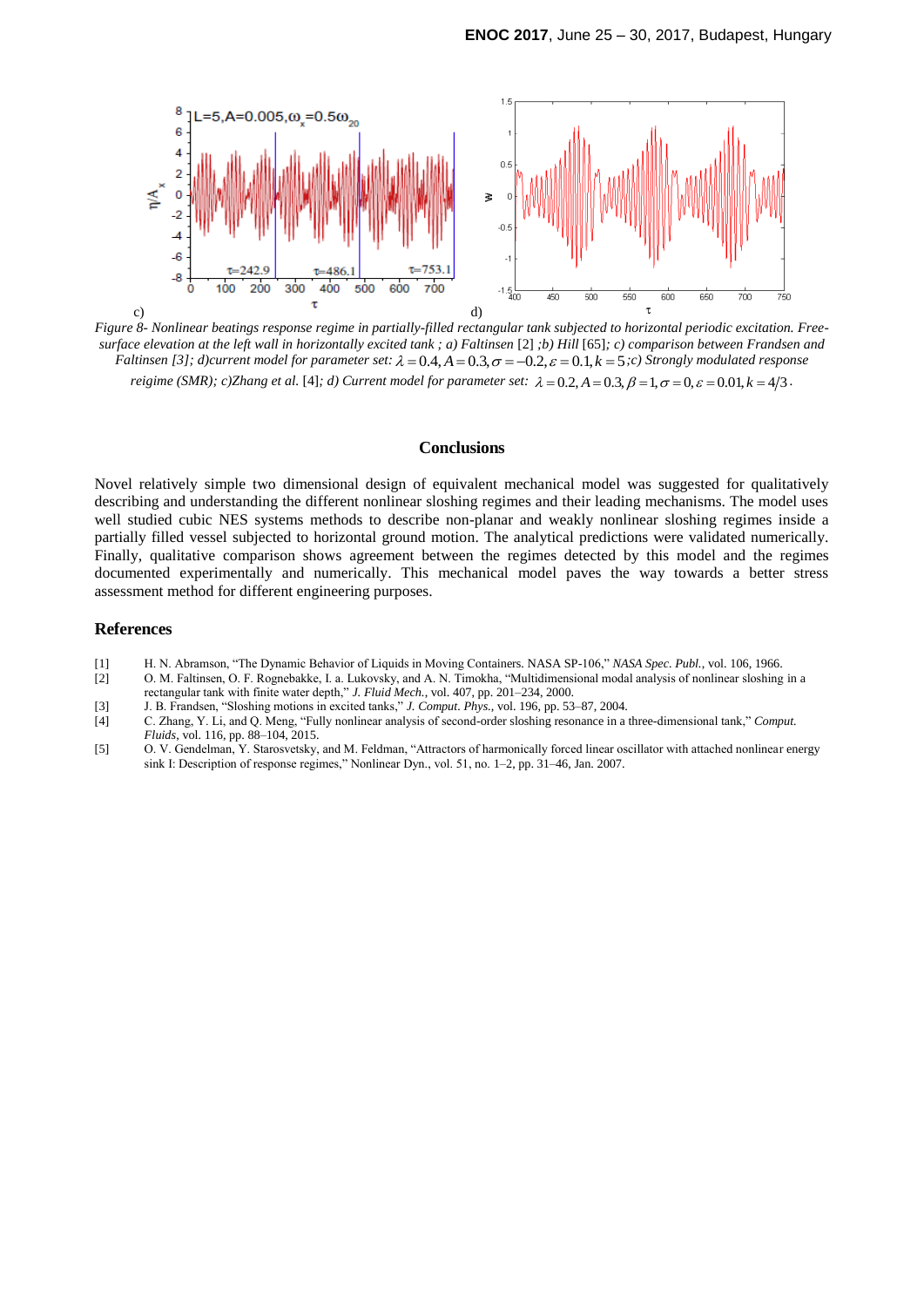L=5,A=0.005,$\omega_x$=0.5$\omega_{20}$

$\eta/A_x$

τ=242.9

τ=486.1

τ=753.1

τ

c)

w

τ

d)

*Figure 8- Nonlinear beatings response regime in partially-filled rectangular tank subjected to horizontal periodic excitation. Free-surface elevation at the left wall in horizontally excited tank ; a) Faltinsen* [2] *;b) Hill* [65]*; c) comparison between Frandsen and Faltinsen [3]; d)current model for parameter set:* $\lambda = 0.4, A = 0.3, \sigma = -0.2, \varepsilon = 0.1, k = 5$*;c) Strongly modulated response reigime (SMR); c)Zhang et al.* [4]*; d) Current model for parameter set:* $\lambda = 0.2, A = 0.3, \beta = 1, \sigma = 0, \varepsilon = 0.01, k = 4/3$.

## Conclusions

Novel relatively simple two dimensional design of equivalent mechanical model was suggested for qualitatively describing and understanding the different nonlinear sloshing regimes and their leading mechanisms. The model uses well studied cubic NES systems methods to describe non-planar and weakly nonlinear sloshing regimes inside a partially filled vessel subjected to horizontal ground motion. The analytical predictions were validated numerically. Finally, qualitative comparison shows agreement between the regimes detected by this model and the regimes documented experimentally and numerically. This mechanical model paves the way towards a better stress assessment method for different engineering purposes.

## References

[1] H. N. Abramson, "The Dynamic Behavior of Liquids in Moving Containers. NASA SP-106," *NASA Spec. Publ.*, vol. 106, 1966.

[2] O. M. Faltinsen, O. F. Rognebakke, I. a. Lukovsky, and A. N. Timokha, "Multidimensional modal analysis of nonlinear sloshing in a rectangular tank with finite water depth," *J. Fluid Mech.*, vol. 407, pp. 201–234, 2000.

[3] J. B. Frandsen, "Sloshing motions in excited tanks," *J. Comput. Phys.*, vol. 196, pp. 53–87, 2004.

[4] C. Zhang, Y. Li, and Q. Meng, "Fully nonlinear analysis of second-order sloshing resonance in a three-dimensional tank," *Comput. Fluids*, vol. 116, pp. 88–104, 2015.

[5] O. V. Gendelman, Y. Starosvetsky, and M. Feldman, "Attractors of harmonically forced linear oscillator with attached nonlinear energy sink I: Description of response regimes," Nonlinear Dyn., vol. 51, no. 1–2, pp. 31–46, Jan. 2007.